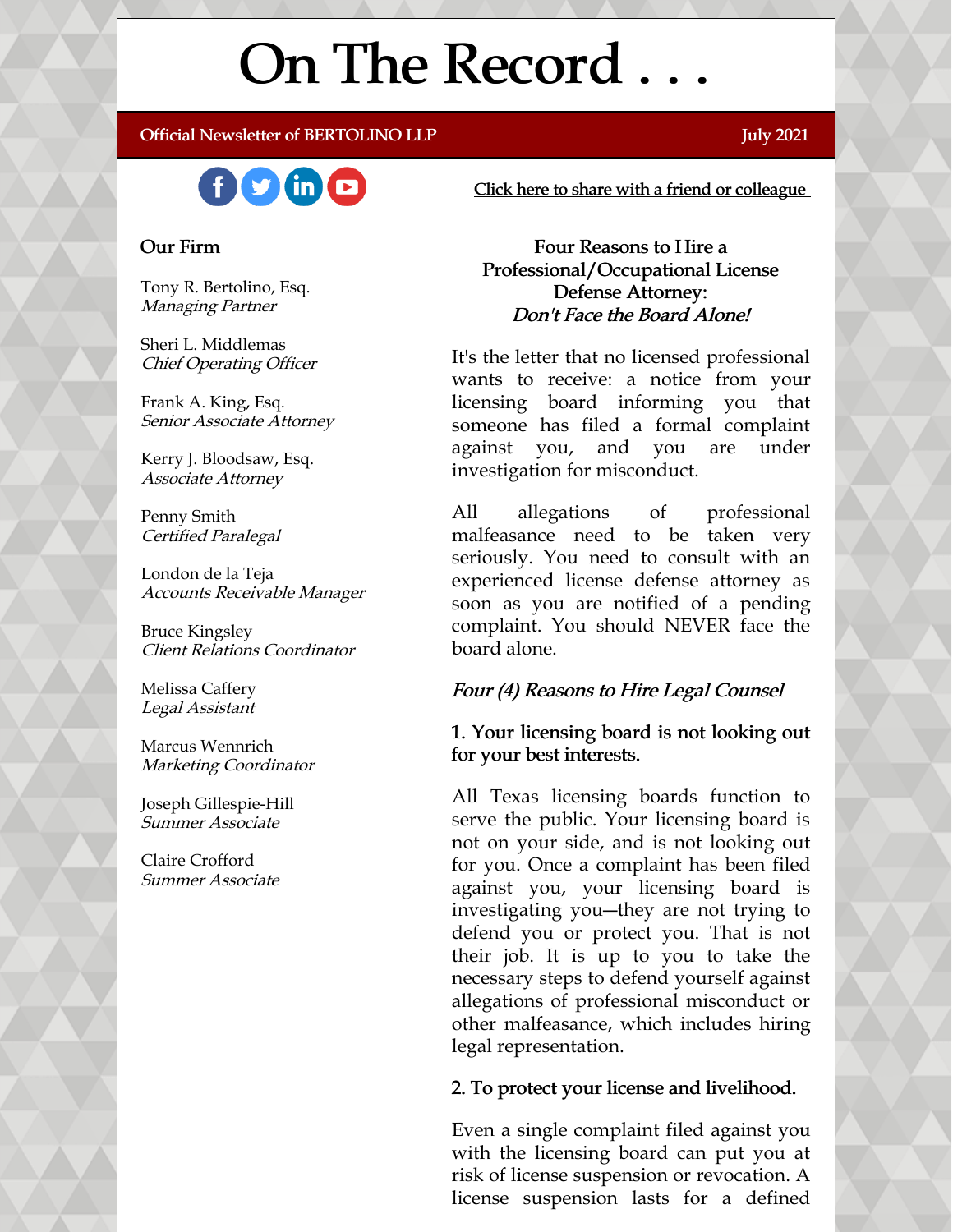# On The Record . . .

**Official Newsletter of BERTOLINO LLP** — **July 2021**

Click here to share with a friend or colleague

## Our Firm

Tony R. Bertolino, Esq.
*Managing Partner*

Sheri L. Middlemas
*Chief Operating Officer*

Frank A. King, Esq.
*Senior Associate Attorney*

Kerry J. Bloodsaw, Esq.
*Associate Attorney*

Penny Smith
*Certified Paralegal*

London de la Teja
*Accounts Receivable Manager*

Bruce Kingsley
*Client Relations Coordinator*

Melissa Caffery
*Legal Assistant*

Marcus Wennrich
*Marketing Coordinator*

Joseph Gillespie-Hill
*Summer Associate*

Claire Crofford
*Summer Associate*

## Four Reasons to Hire a Professional/Occupational License Defense Attorney: *Don't Face the Board Alone!*

It's the letter that no licensed professional wants to receive: a notice from your licensing board informing you that someone has filed a formal complaint against you, and you are under investigation for misconduct.

All allegations of professional malfeasance need to be taken very seriously. You need to consult with an experienced license defense attorney as soon as you are notified of a pending complaint. You should NEVER face the board alone.

### *Four (4) Reasons to Hire Legal Counsel*

**1. Your licensing board is not looking out for your best interests.**

All Texas licensing boards function to serve the public. Your licensing board is not on your side, and is not looking out for you. Once a complaint has been filed against you, your licensing board is investigating you—they are not trying to defend you or protect you. That is not their job. It is up to you to take the necessary steps to defend yourself against allegations of professional misconduct or other malfeasance, which includes hiring legal representation.

**2. To protect your license and livelihood.**

Even a single complaint filed against you with the licensing board can put you at risk of license suspension or revocation. A license suspension lasts for a defined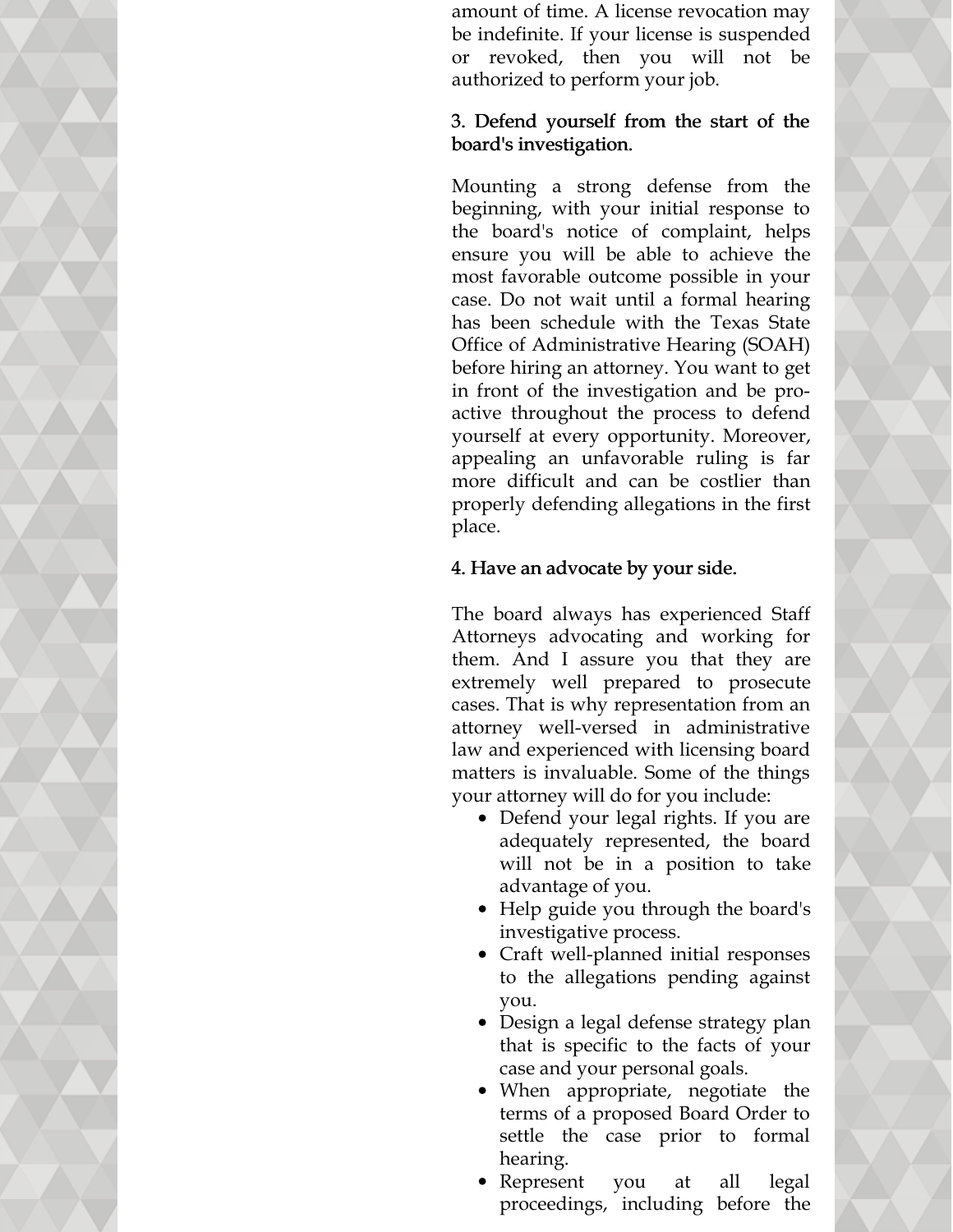amount of time. A license revocation may be indefinite. If your license is suspended or revoked, then you will not be authorized to perform your job.

**3. Defend yourself from the start of the board's investigation.**

Mounting a strong defense from the beginning, with your initial response to the board's notice of complaint, helps ensure you will be able to achieve the most favorable outcome possible in your case. Do not wait until a formal hearing has been schedule with the Texas State Office of Administrative Hearing (SOAH) before hiring an attorney. You want to get in front of the investigation and be pro-active throughout the process to defend yourself at every opportunity. Moreover, appealing an unfavorable ruling is far more difficult and can be costlier than properly defending allegations in the first place.

**4. Have an advocate by your side.**

The board always has experienced Staff Attorneys advocating and working for them. And I assure you that they are extremely well prepared to prosecute cases. That is why representation from an attorney well-versed in administrative law and experienced with licensing board matters is invaluable. Some of the things your attorney will do for you include:

- Defend your legal rights. If you are adequately represented, the board will not be in a position to take advantage of you.
- Help guide you through the board's investigative process.
- Craft well-planned initial responses to the allegations pending against you.
- Design a legal defense strategy plan that is specific to the facts of your case and your personal goals.
- When appropriate, negotiate the terms of a proposed Board Order to settle the case prior to formal hearing.
- Represent you at all legal proceedings, including before the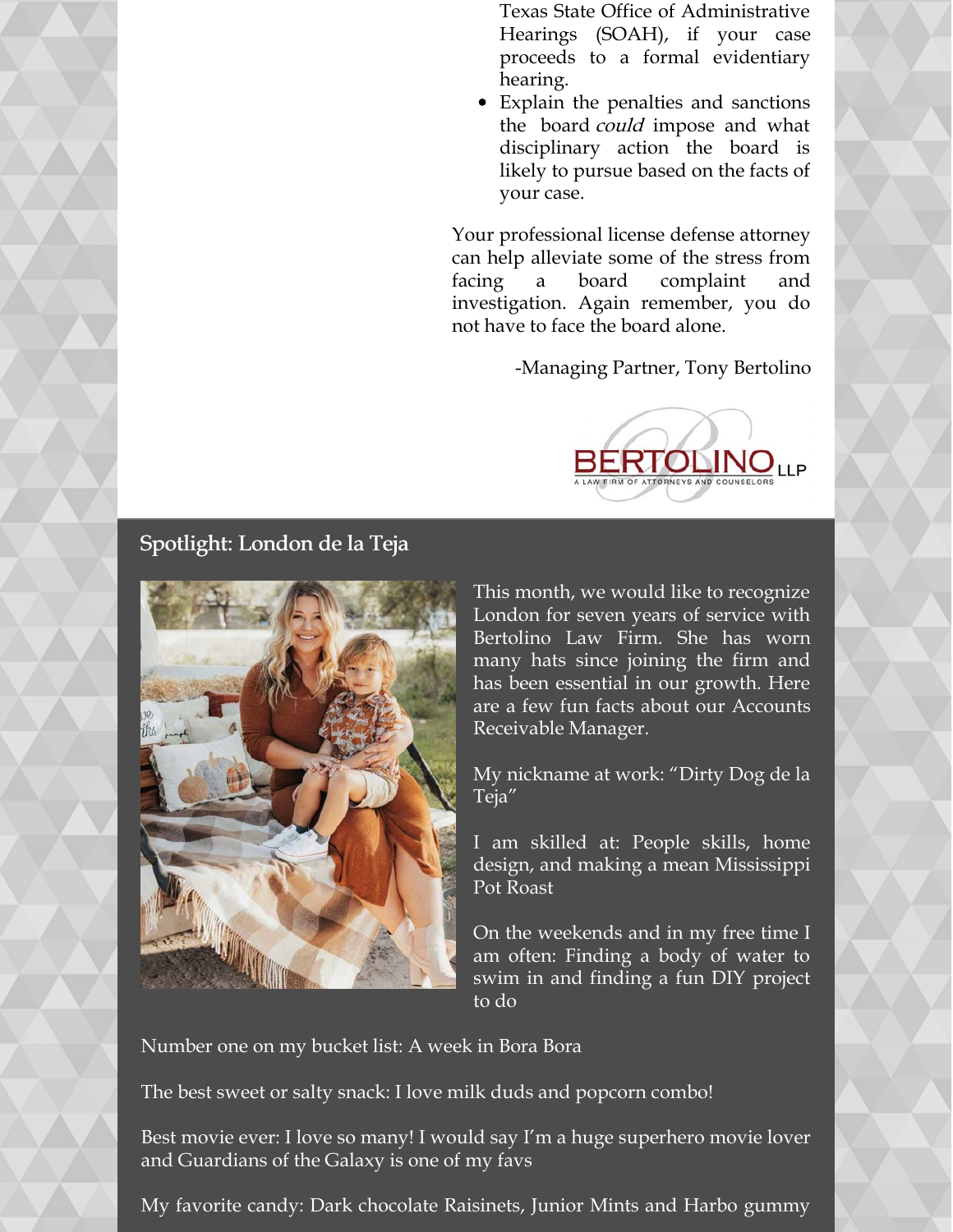Texas State Office of Administrative Hearings (SOAH), if your case proceeds to a formal evidentiary hearing.

- Explain the penalties and sanctions the board *could* impose and what disciplinary action the board is likely to pursue based on the facts of your case.

Your professional license defense attorney can help alleviate some of the stress from facing a board complaint and investigation. Again remember, you do not have to face the board alone.

-Managing Partner, Tony Bertolino

BERTOLINO LLP
A LAW FIRM OF ATTORNEYS AND COUNSELORS

## Spotlight: London de la Teja

This month, we would like to recognize London for seven years of service with Bertolino Law Firm. She has worn many hats since joining the firm and has been essential in our growth. Here are a few fun facts about our Accounts Receivable Manager.

My nickname at work: "Dirty Dog de la Teja"

I am skilled at: People skills, home design, and making a mean Mississippi Pot Roast

On the weekends and in my free time I am often: Finding a body of water to swim in and finding a fun DIY project to do

Number one on my bucket list: A week in Bora Bora

The best sweet or salty snack: I love milk duds and popcorn combo!

Best movie ever: I love so many! I would say I'm a huge superhero movie lover and Guardians of the Galaxy is one of my favs

My favorite candy: Dark chocolate Raisinets, Junior Mints and Harbo gummy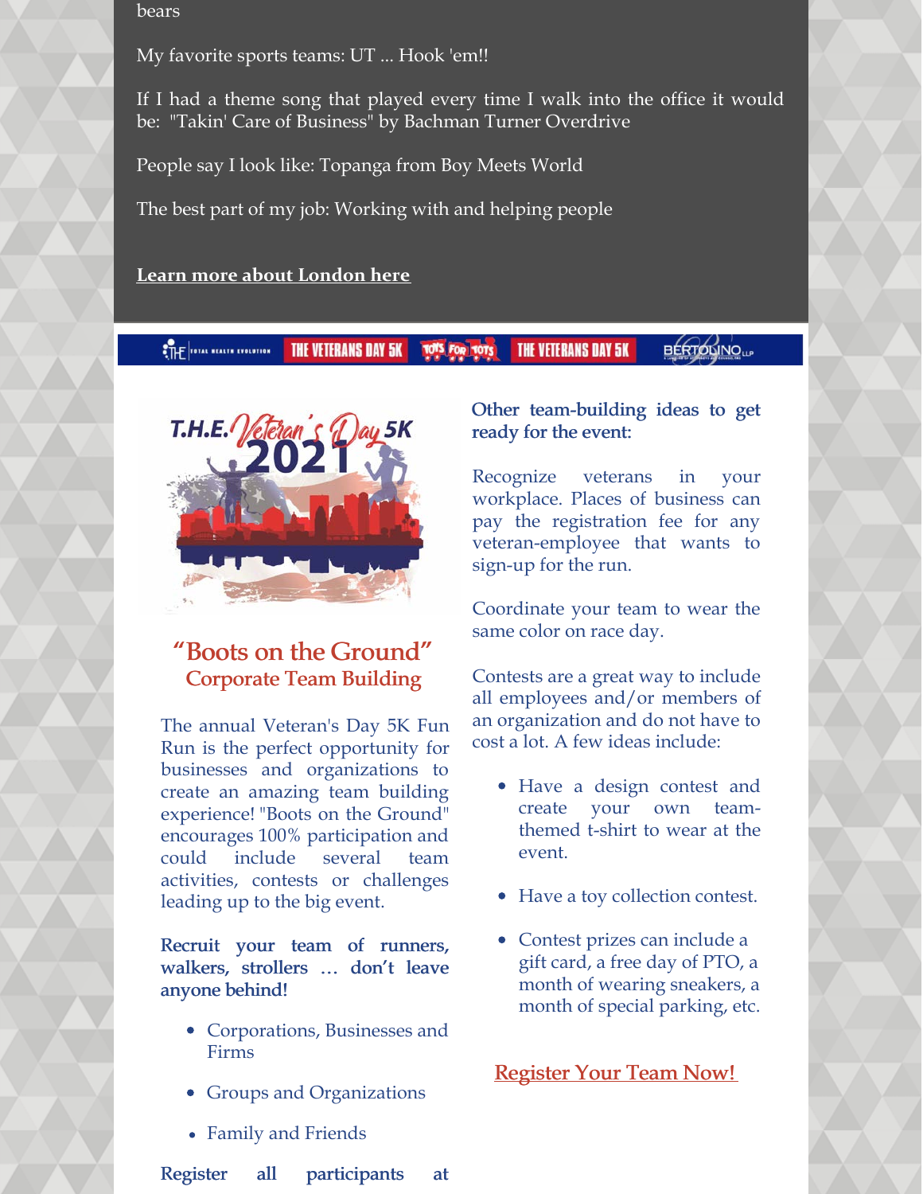bears

My favorite sports teams: UT ... Hook 'em!!

If I had a theme song that played every time I walk into the office it would be: "Takin' Care of Business" by Bachman Turner Overdrive

People say I look like: Topanga from Boy Meets World

The best part of my job: Working with and helping people

**Learn more about London here**

## "Boots on the Ground"

### Corporate Team Building

The annual Veteran's Day 5K Fun Run is the perfect opportunity for businesses and organizations to create an amazing team building experience! "Boots on the Ground" encourages 100% participation and could include several team activities, contests or challenges leading up to the big event.

**Recruit your team of runners, walkers, strollers … don't leave anyone behind!**

- Corporations, Businesses and Firms
- Groups and Organizations
- Family and Friends

**Register all participants at**

**Other team-building ideas to get ready for the event:**

Recognize veterans in your workplace. Places of business can pay the registration fee for any veteran-employee that wants to sign-up for the run.

Coordinate your team to wear the same color on race day.

Contests are a great way to include all employees and/or members of an organization and do not have to cost a lot. A few ideas include:

- Have a design contest and create your own team-themed t-shirt to wear at the event.
- Have a toy collection contest.
- Contest prizes can include a gift card, a free day of PTO, a month of wearing sneakers, a month of special parking, etc.

**Register Your Team Now!**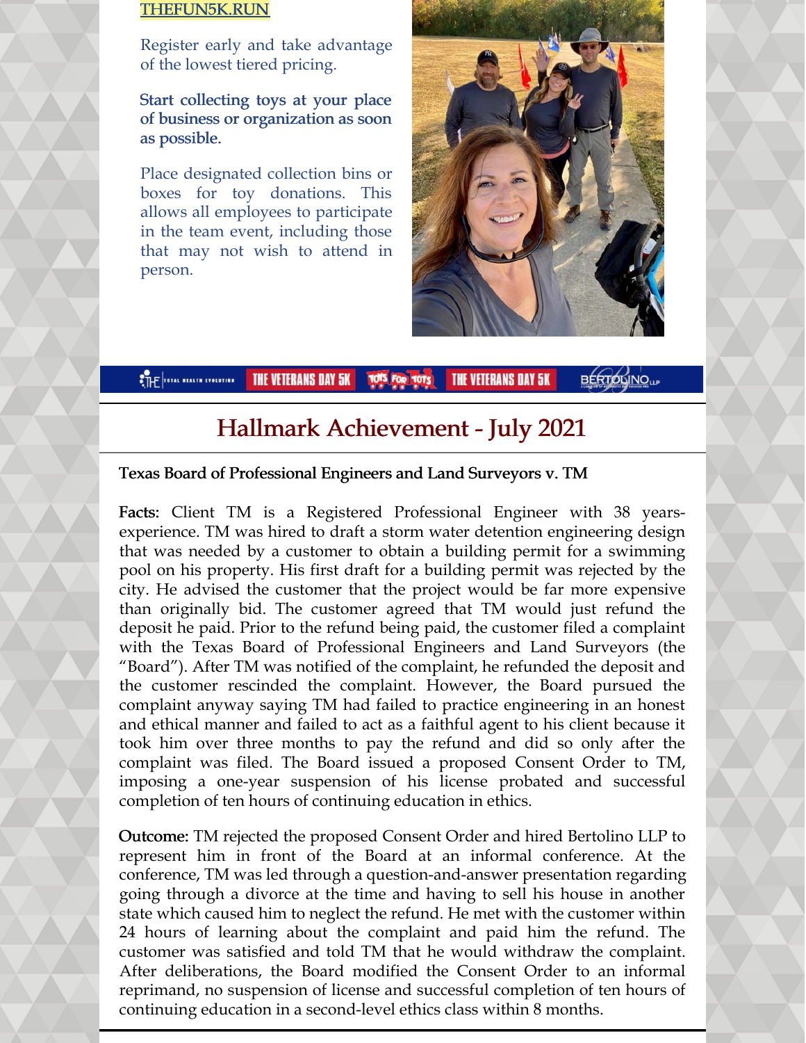THEFUN5K.RUN

Register early and take advantage of the lowest tiered pricing.

**Start collecting toys at your place of business or organization as soon as possible.**

Place designated collection bins or boxes for toy donations. This allows all employees to participate in the team event, including those that may not wish to attend in person.

## Hallmark Achievement - July 2021

**Texas Board of Professional Engineers and Land Surveyors v. TM**

**Facts:** Client TM is a Registered Professional Engineer with 38 years-experience. TM was hired to draft a storm water detention engineering design that was needed by a customer to obtain a building permit for a swimming pool on his property. His first draft for a building permit was rejected by the city. He advised the customer that the project would be far more expensive than originally bid. The customer agreed that TM would just refund the deposit he paid. Prior to the refund being paid, the customer filed a complaint with the Texas Board of Professional Engineers and Land Surveyors (the "Board"). After TM was notified of the complaint, he refunded the deposit and the customer rescinded the complaint. However, the Board pursued the complaint anyway saying TM had failed to practice engineering in an honest and ethical manner and failed to act as a faithful agent to his client because it took him over three months to pay the refund and did so only after the complaint was filed. The Board issued a proposed Consent Order to TM, imposing a one-year suspension of his license probated and successful completion of ten hours of continuing education in ethics.

**Outcome:** TM rejected the proposed Consent Order and hired Bertolino LLP to represent him in front of the Board at an informal conference. At the conference, TM was led through a question-and-answer presentation regarding going through a divorce at the time and having to sell his house in another state which caused him to neglect the refund. He met with the customer within 24 hours of learning about the complaint and paid him the refund. The customer was satisfied and told TM that he would withdraw the complaint. After deliberations, the Board modified the Consent Order to an informal reprimand, no suspension of license and successful completion of ten hours of continuing education in a second-level ethics class within 8 months.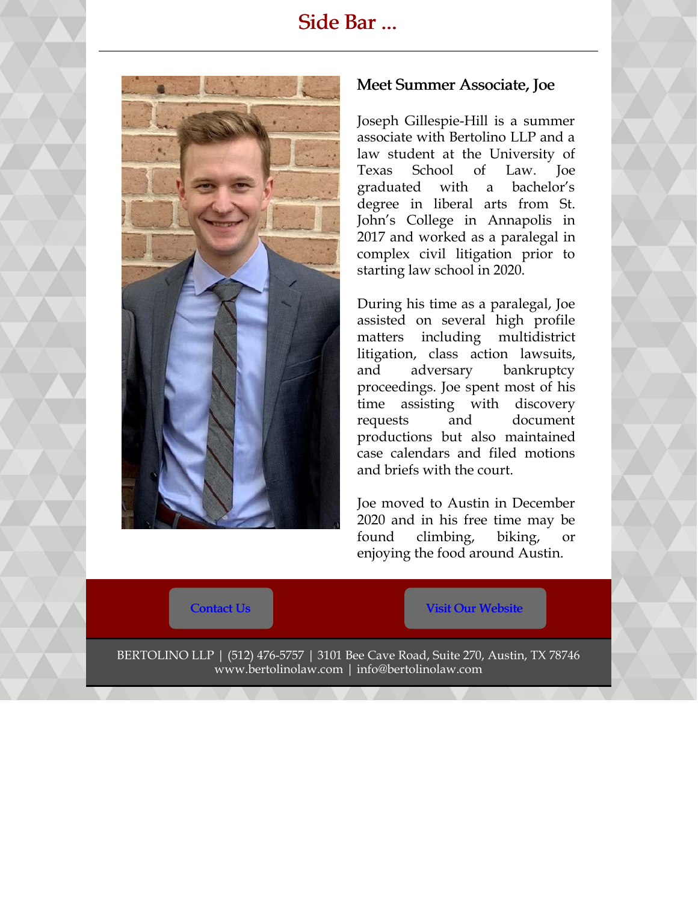# Side Bar ...

## Meet Summer Associate, Joe

Joseph Gillespie-Hill is a summer associate with Bertolino LLP and a law student at the University of Texas School of Law. Joe graduated with a bachelor's degree in liberal arts from St. John's College in Annapolis in 2017 and worked as a paralegal in complex civil litigation prior to starting law school in 2020.

During his time as a paralegal, Joe assisted on several high profile matters including multidistrict litigation, class action lawsuits, and adversary bankruptcy proceedings. Joe spent most of his time assisting with discovery requests and document productions but also maintained case calendars and filed motions and briefs with the court.

Joe moved to Austin in December 2020 and in his free time may be found climbing, biking, or enjoying the food around Austin.

Contact Us

Visit Our Website

BERTOLINO LLP | (512) 476-5757 | 3101 Bee Cave Road, Suite 270, Austin, TX 78746
www.bertolinolaw.com | info@bertolinolaw.com